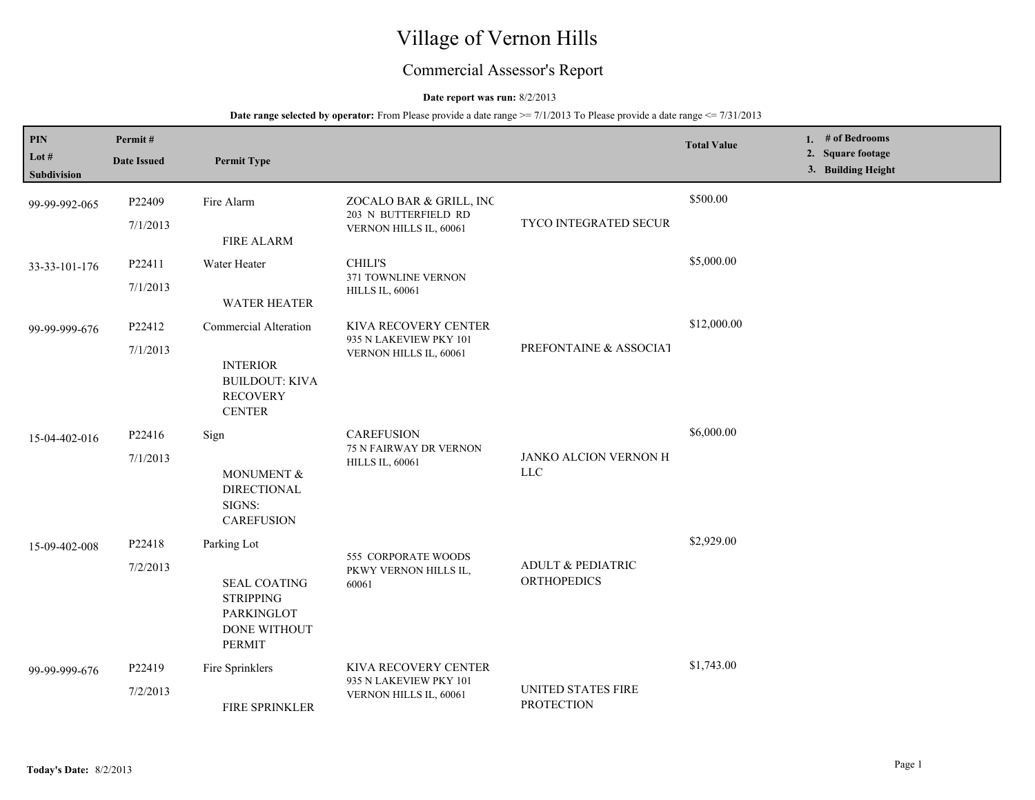# Village of Vernon Hills

## Commercial Assessor's Report

**Date report was run:** 8/2/2013

**Date range selected by operator:** From Please provide a date range >= 7/1/2013 To Please provide a date range <= 7/31/2013

| PIN / Lot # / Subdivision | Permit # / Date Issued | Permit Type | | | Total Value | 1. # of Bedrooms 2. Square footage 3. Building Height |
|---|---|---|---|---|---|---|
| 99-99-992-065 | P22409 7/1/2013 | Fire Alarm FIRE ALARM | ZOCALO BAR & GRILL, INC 203 N BUTTERFIELD RD VERNON HILLS IL, 60061 | TYCO INTEGRATED SECUR | $500.00 | |
| 33-33-101-176 | P22411 7/1/2013 | Water Heater WATER HEATER | CHILI'S 371 TOWNLINE VERNON HILLS IL, 60061 | | $5,000.00 | |
| 99-99-999-676 | P22412 7/1/2013 | Commercial Alteration INTERIOR BUILDOUT: KIVA RECOVERY CENTER | KIVA RECOVERY CENTER 935 N LAKEVIEW PKY 101 VERNON HILLS IL, 60061 | PREFONTAINE & ASSOCIAT | $12,000.00 | |
| 15-04-402-016 | P22416 7/1/2013 | Sign MONUMENT & DIRECTIONAL SIGNS: CAREFUSION | CAREFUSION 75 N FAIRWAY DR VERNON HILLS IL, 60061 | JANKO ALCION VERNON H LLC | $6,000.00 | |
| 15-09-402-008 | P22418 7/2/2013 | Parking Lot SEAL COATING STRIPPING PARKINGLOT DONE WITHOUT PERMIT | 555 CORPORATE WOODS PKWY VERNON HILLS IL, 60061 | ADULT & PEDIATRIC ORTHOPEDICS | $2,929.00 | |
| 99-99-999-676 | P22419 7/2/2013 | Fire Sprinklers FIRE SPRINKLER | KIVA RECOVERY CENTER 935 N LAKEVIEW PKY 101 VERNON HILLS IL, 60061 | UNITED STATES FIRE PROTECTION | $1,743.00 | |

**Today's Date:** 8/2/2013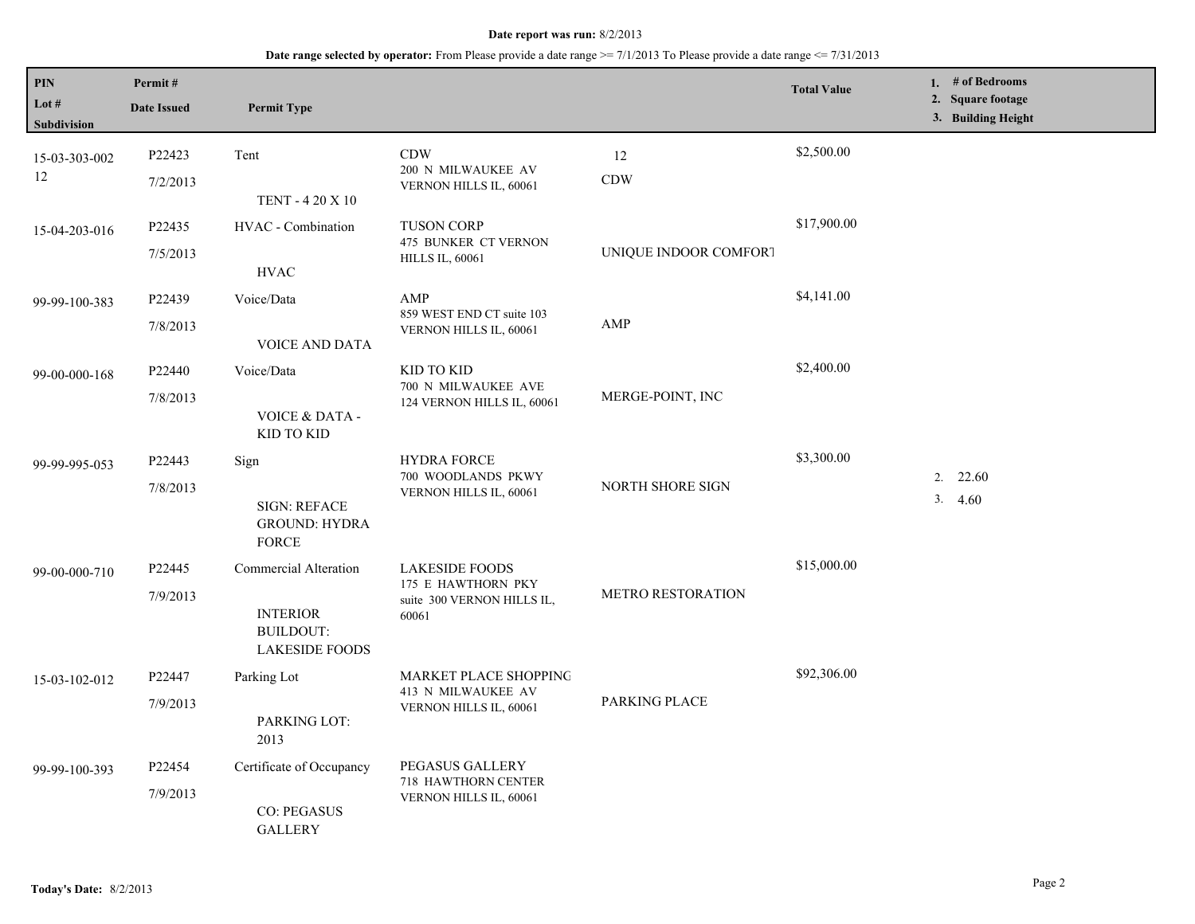**Date report was run:** 8/2/2013

**Date range selected by operator:** From Please provide a date range >= 7/1/2013 To Please provide a date range <= 7/31/2013

| PIN / Lot # / Subdivision | Permit # / Date Issued | Permit Type | | | Total Value | 1. # of Bedrooms 2. Square footage 3. Building Height |
|---|---|---|---|---|---|---|
| 15-03-303-002 12 | P22423 7/2/2013 | Tent TENT - 4 20 X 10 | CDW 200 N MILWAUKEE AV VERNON HILLS IL, 60061 | 12 CDW | $2,500.00 | |
| 15-04-203-016 | P22435 7/5/2013 | HVAC - Combination HVAC | TUSON CORP 475 BUNKER CT VERNON HILLS IL, 60061 | UNIQUE INDOOR COMFORT | $17,900.00 | |
| 99-99-100-383 | P22439 7/8/2013 | Voice/Data VOICE AND DATA | AMP 859 WEST END CT suite 103 VERNON HILLS IL, 60061 | AMP | $4,141.00 | |
| 99-00-000-168 | P22440 7/8/2013 | Voice/Data VOICE & DATA - KID TO KID | KID TO KID 700 N MILWAUKEE AVE 124 VERNON HILLS IL, 60061 | MERGE-POINT, INC | $2,400.00 | |
| 99-99-995-053 | P22443 7/8/2013 | Sign SIGN: REFACE GROUND: HYDRA FORCE | HYDRA FORCE 700 WOODLANDS PKWY VERNON HILLS IL, 60061 | NORTH SHORE SIGN | $3,300.00 | 2. 22.60 3. 4.60 |
| 99-00-000-710 | P22445 7/9/2013 | Commercial Alteration INTERIOR BUILDOUT: LAKESIDE FOODS | LAKESIDE FOODS 175 E HAWTHORN PKY suite 300 VERNON HILLS IL, 60061 | METRO RESTORATION | $15,000.00 | |
| 15-03-102-012 | P22447 7/9/2013 | Parking Lot PARKING LOT: 2013 | MARKET PLACE SHOPPING 413 N MILWAUKEE AV VERNON HILLS IL, 60061 | PARKING PLACE | $92,306.00 | |
| 99-99-100-393 | P22454 7/9/2013 | Certificate of Occupancy CO: PEGASUS GALLERY | PEGASUS GALLERY 718 HAWTHORN CENTER VERNON HILLS IL, 60061 | | | |

**Today's Date:** 8/2/2013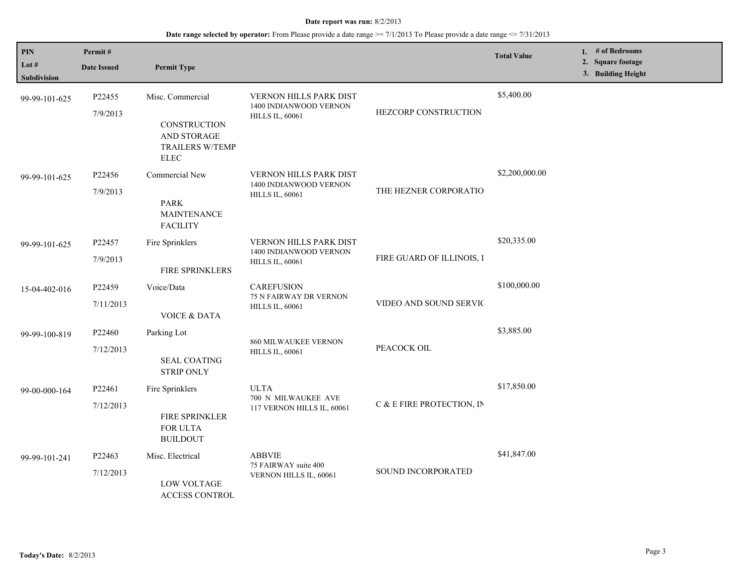**Date report was run:** 8/2/2013

**Date range selected by operator:** From Please provide a date range >= 7/1/2013 To Please provide a date range <= 7/31/2013

| PIN<br>Lot #<br>Subdivision | Permit #<br>Date Issued | Permit Type | | | Total Value | 1. # of Bedrooms<br>2. Square footage<br>3. Building Height |
|---|---|---|---|---|---|---|
| 99-99-101-625 | P22455<br>7/9/2013 | Misc. Commercial<br>CONSTRUCTION AND STORAGE TRAILERS W/TEMP ELEC | VERNON HILLS PARK DIST<br>1400 INDIANWOOD VERNON HILLS IL, 60061 | HEZCORP CONSTRUCTION | $5,400.00 | |
| 99-99-101-625 | P22456<br>7/9/2013 | Commercial New<br>PARK MAINTENANCE FACILITY | VERNON HILLS PARK DIST<br>1400 INDIANWOOD VERNON HILLS IL, 60061 | THE HEZNER CORPORATIO | $2,200,000.00 | |
| 99-99-101-625 | P22457<br>7/9/2013 | Fire Sprinklers<br>FIRE SPRINKLERS | VERNON HILLS PARK DIST<br>1400 INDIANWOOD VERNON HILLS IL, 60061 | FIRE GUARD OF ILLINOIS, I | $20,335.00 | |
| 15-04-402-016 | P22459<br>7/11/2013 | Voice/Data<br>VOICE & DATA | CAREFUSION<br>75 N FAIRWAY DR VERNON HILLS IL, 60061 | VIDEO AND SOUND SERVIC | $100,000.00 | |
| 99-99-100-819 | P22460<br>7/12/2013 | Parking Lot<br>SEAL COATING STRIP ONLY | 860 MILWAUKEE VERNON HILLS IL, 60061 | PEACOCK OIL | $3,885.00 | |
| 99-00-000-164 | P22461<br>7/12/2013 | Fire Sprinklers<br>FIRE SPRINKLER FOR ULTA BUILDOUT | ULTA<br>700 N MILWAUKEE AVE 117 VERNON HILLS IL, 60061 | C & E FIRE PROTECTION, IN | $17,850.00 | |
| 99-99-101-241 | P22463<br>7/12/2013 | Misc. Electrical<br>LOW VOLTAGE ACCESS CONTROL | ABBVIE<br>75 FAIRWAY suite 400 VERNON HILLS IL, 60061 | SOUND INCORPORATED | $41,847.00 | |

**Today's Date:** 8/2/2013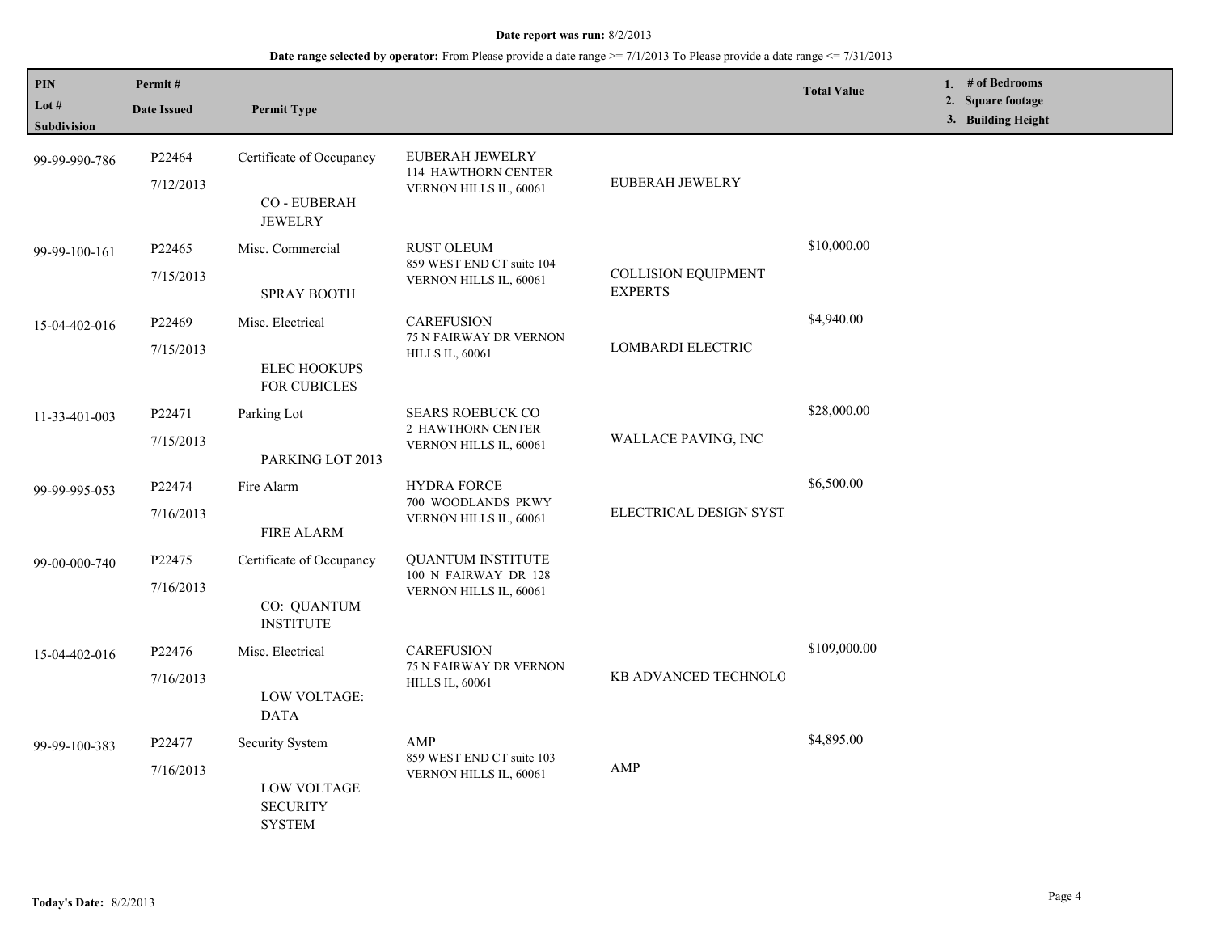**Date report was run:** 8/2/2013

**Date range selected by operator:** From Please provide a date range >= 7/1/2013 To Please provide a date range <= 7/31/2013

| PIN<br>Lot #<br>Subdivision | Permit #<br>Date Issued | Permit Type | | | Total Value | 1. # of Bedrooms<br>2. Square footage<br>3. Building Height |
|---|---|---|---|---|---|---|
| 99-99-990-786 | P22464<br>7/12/2013 | Certificate of Occupancy<br><br>CO - EUBERAH JEWELRY | EUBERAH JEWELRY<br>114 HAWTHORN CENTER<br>VERNON HILLS IL, 60061 | EUBERAH JEWELRY | | |
| 99-99-100-161 | P22465<br>7/15/2013 | Misc. Commercial<br><br>SPRAY BOOTH | RUST OLEUM<br>859 WEST END CT suite 104<br>VERNON HILLS IL, 60061 | COLLISION EQUIPMENT EXPERTS | $10,000.00 | |
| 15-04-402-016 | P22469<br>7/15/2013 | Misc. Electrical<br><br>ELEC HOOKUPS FOR CUBICLES | CAREFUSION<br>75 N FAIRWAY DR VERNON HILLS IL, 60061 | LOMBARDI ELECTRIC | $4,940.00 | |
| 11-33-401-003 | P22471<br>7/15/2013 | Parking Lot<br><br>PARKING LOT 2013 | SEARS ROEBUCK CO<br>2 HAWTHORN CENTER<br>VERNON HILLS IL, 60061 | WALLACE PAVING, INC | $28,000.00 | |
| 99-99-995-053 | P22474<br>7/16/2013 | Fire Alarm<br><br>FIRE ALARM | HYDRA FORCE<br>700 WOODLANDS PKWY<br>VERNON HILLS IL, 60061 | ELECTRICAL DESIGN SYST | $6,500.00 | |
| 99-00-000-740 | P22475<br>7/16/2013 | Certificate of Occupancy<br><br>CO: QUANTUM INSTITUTE | QUANTUM INSTITUTE<br>100 N FAIRWAY DR 128<br>VERNON HILLS IL, 60061 | | | |
| 15-04-402-016 | P22476<br>7/16/2013 | Misc. Electrical<br><br>LOW VOLTAGE: DATA | CAREFUSION<br>75 N FAIRWAY DR VERNON HILLS IL, 60061 | KB ADVANCED TECHNOLC | $109,000.00 | |
| 99-99-100-383 | P22477<br>7/16/2013 | Security System<br><br>LOW VOLTAGE SECURITY SYSTEM | AMP<br>859 WEST END CT suite 103<br>VERNON HILLS IL, 60061 | AMP | $4,895.00 | |

**Today's Date:** 8/2/2013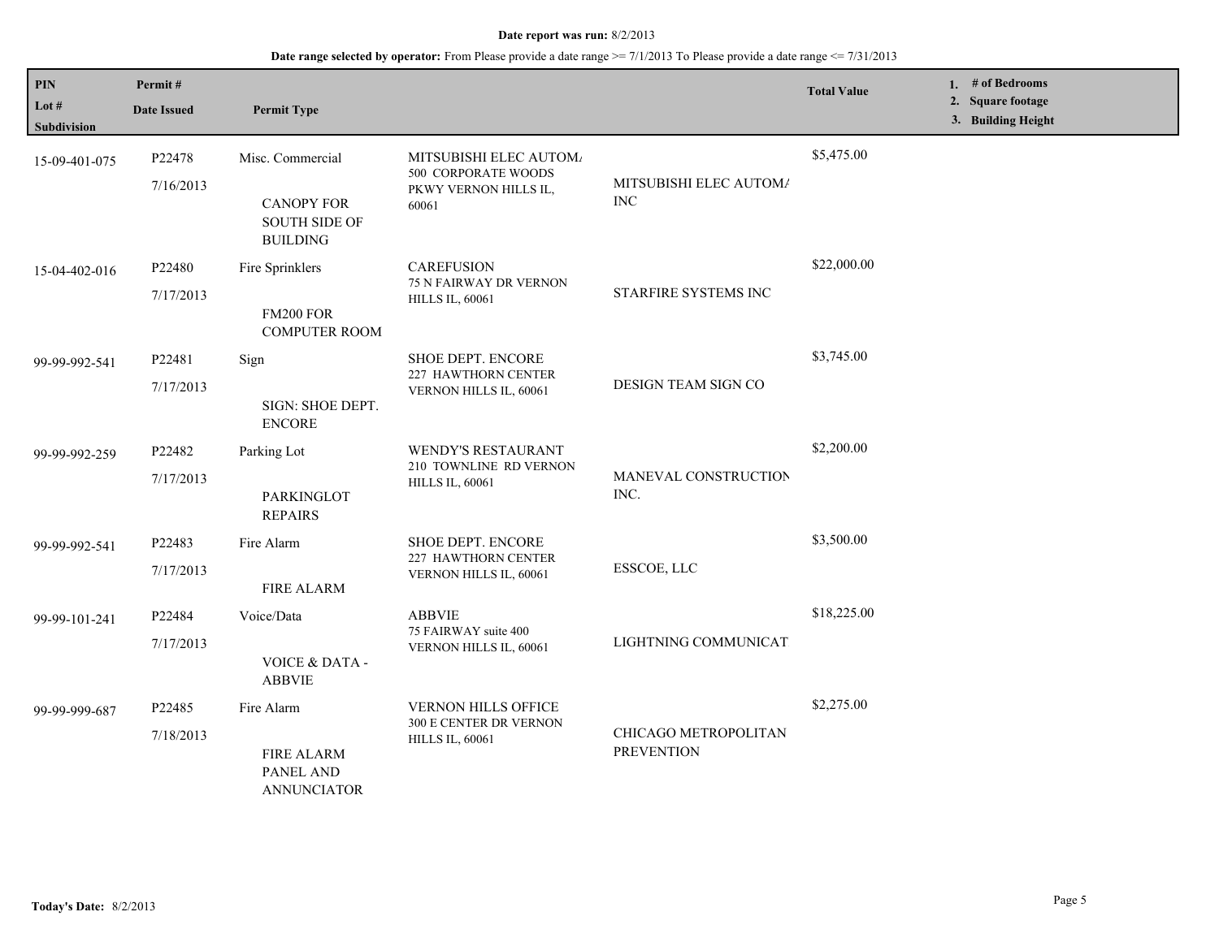**Date report was run:** 8/2/2013

**Date range selected by operator:** From Please provide a date range >= 7/1/2013 To Please provide a date range <= 7/31/2013

| PIN / Lot # / Subdivision | Permit # / Date Issued | Permit Type | | | Total Value | 1. # of Bedrooms 2. Square footage 3. Building Height |
|---|---|---|---|---|---|---|
| 15-09-401-075 | P22478 7/16/2013 | Misc. Commercial<br>CANOPY FOR SOUTH SIDE OF BUILDING | MITSUBISHI ELEC AUTOM/<br>500 CORPORATE WOODS PKWY VERNON HILLS IL, 60061 | MITSUBISHI ELEC AUTOM/ INC | $5,475.00 | |
| 15-04-402-016 | P22480 7/17/2013 | Fire Sprinklers<br>FM200 FOR COMPUTER ROOM | CAREFUSION<br>75 N FAIRWAY DR VERNON HILLS IL, 60061 | STARFIRE SYSTEMS INC | $22,000.00 | |
| 99-99-992-541 | P22481 7/17/2013 | Sign<br>SIGN: SHOE DEPT. ENCORE | SHOE DEPT. ENCORE<br>227 HAWTHORN CENTER VERNON HILLS IL, 60061 | DESIGN TEAM SIGN CO | $3,745.00 | |
| 99-99-992-259 | P22482 7/17/2013 | Parking Lot<br>PARKINGLOT REPAIRS | WENDY'S RESTAURANT<br>210 TOWNLINE RD VERNON HILLS IL, 60061 | MANEVAL CONSTRUCTION INC. | $2,200.00 | |
| 99-99-992-541 | P22483 7/17/2013 | Fire Alarm<br>FIRE ALARM | SHOE DEPT. ENCORE<br>227 HAWTHORN CENTER VERNON HILLS IL, 60061 | ESSCOE, LLC | $3,500.00 | |
| 99-99-101-241 | P22484 7/17/2013 | Voice/Data<br>VOICE & DATA - ABBVIE | ABBVIE<br>75 FAIRWAY suite 400 VERNON HILLS IL, 60061 | LIGHTNING COMMUNICAT | $18,225.00 | |
| 99-99-999-687 | P22485 7/18/2013 | Fire Alarm<br>FIRE ALARM PANEL AND ANNUNCIATOR | VERNON HILLS OFFICE<br>300 E CENTER DR VERNON HILLS IL, 60061 | CHICAGO METROPOLITAN PREVENTION | $2,275.00 | |

**Today's Date:** 8/2/2013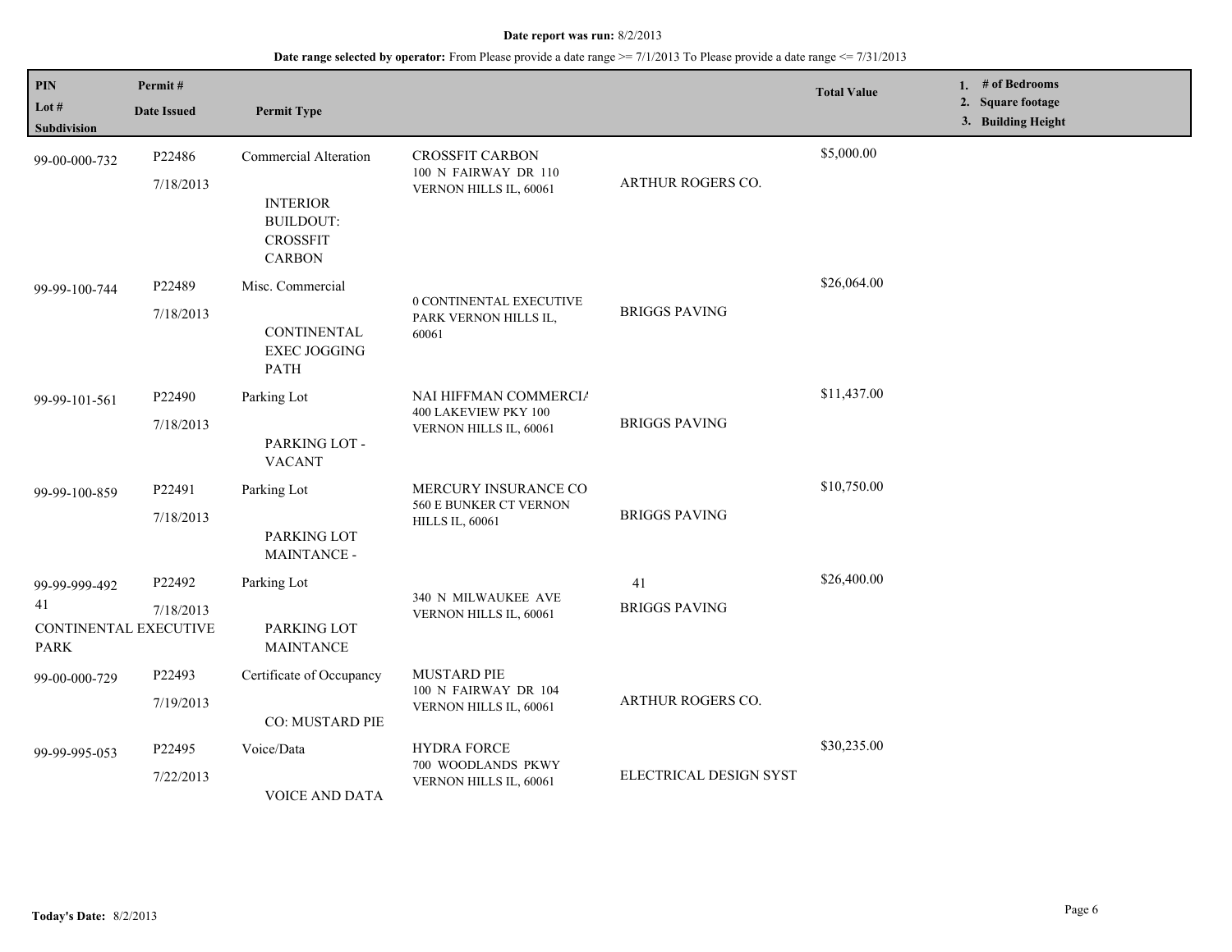**Date report was run:** 8/2/2013

**Date range selected by operator:** From Please provide a date range >= 7/1/2013 To Please provide a date range <= 7/31/2013

| PIN<br>Lot #<br>Subdivision | Permit #<br>Date Issued | Permit Type | | | Total Value | 1. # of Bedrooms<br>2. Square footage<br>3. Building Height |
|---|---|---|---|---|---|---|
| 99-00-000-732 | P22486<br>7/18/2013 | Commercial Alteration<br>INTERIOR BUILDOUT: CROSSFIT CARBON | CROSSFIT CARBON<br>100 N FAIRWAY DR 110<br>VERNON HILLS IL, 60061 | ARTHUR ROGERS CO. | $5,000.00 | |
| 99-99-100-744 | P22489<br>7/18/2013 | Misc. Commercial<br>CONTINENTAL EXEC JOGGING PATH | 0 CONTINENTAL EXECUTIVE PARK VERNON HILLS IL, 60061 | BRIGGS PAVING | $26,064.00 | |
| 99-99-101-561 | P22490<br>7/18/2013 | Parking Lot<br>PARKING LOT - VACANT | NAI HIFFMAN COMMERCIA<br>400 LAKEVIEW PKY 100<br>VERNON HILLS IL, 60061 | BRIGGS PAVING | $11,437.00 | |
| 99-99-100-859 | P22491<br>7/18/2013 | Parking Lot<br>PARKING LOT MAINTANCE - | MERCURY INSURANCE CO<br>560 E BUNKER CT VERNON HILLS IL, 60061 | BRIGGS PAVING | $10,750.00 | |
| 99-99-999-492<br>41<br>CONTINENTAL EXECUTIVE PARK | P22492<br>7/18/2013 | Parking Lot<br>PARKING LOT MAINTANCE | 340 N MILWAUKEE AVE<br>VERNON HILLS IL, 60061 | 41<br>BRIGGS PAVING | $26,400.00 | |
| 99-00-000-729 | P22493<br>7/19/2013 | Certificate of Occupancy<br>CO: MUSTARD PIE | MUSTARD PIE<br>100 N FAIRWAY DR 104<br>VERNON HILLS IL, 60061 | ARTHUR ROGERS CO. | | |
| 99-99-995-053 | P22495<br>7/22/2013 | Voice/Data<br>VOICE AND DATA | HYDRA FORCE<br>700 WOODLANDS PKWY<br>VERNON HILLS IL, 60061 | ELECTRICAL DESIGN SYST | $30,235.00 | |

**Today's Date:** 8/2/2013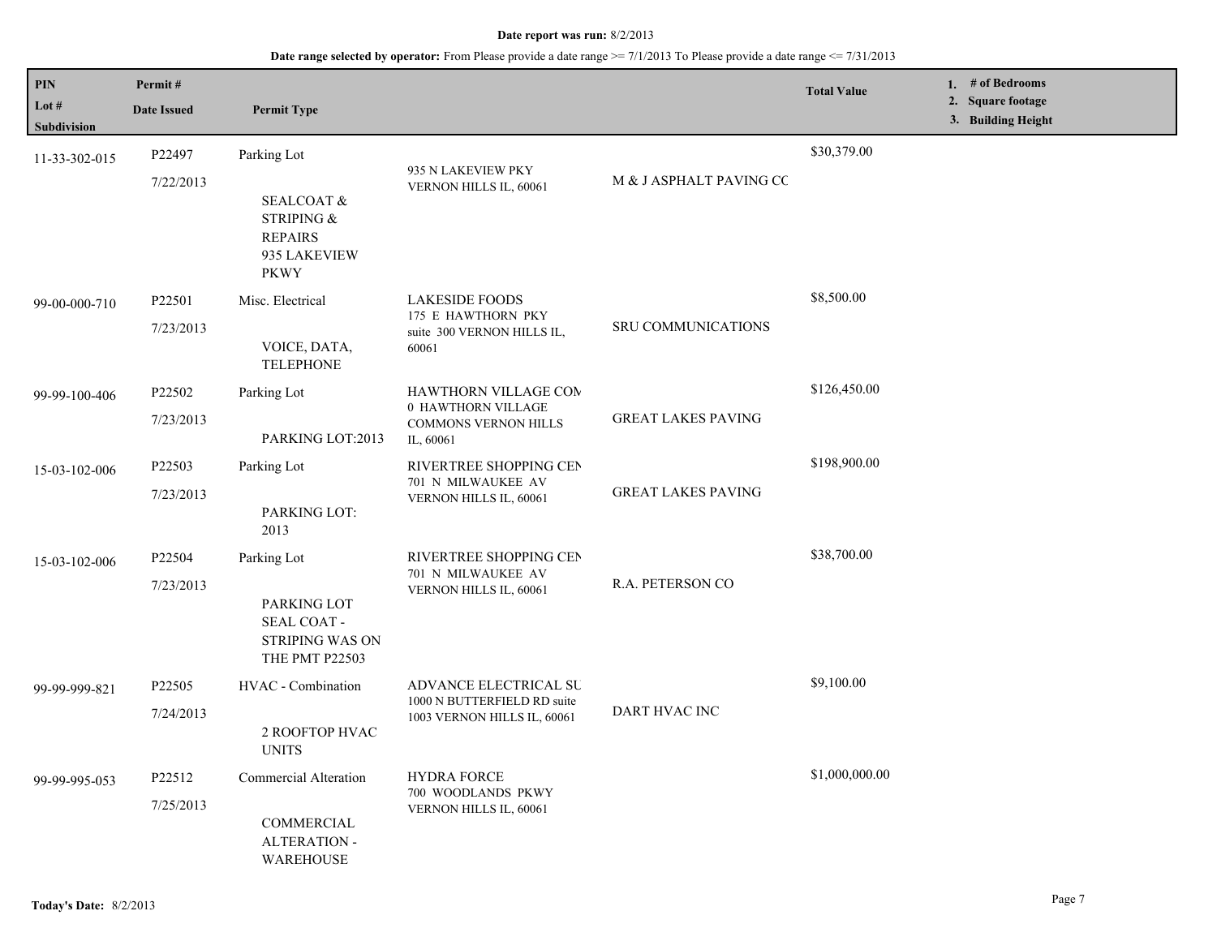**Date report was run:** 8/2/2013

**Date range selected by operator:** From Please provide a date range >= 7/1/2013 To Please provide a date range <= 7/31/2013

| PIN / Lot # / Subdivision | Permit # / Date Issued | Permit Type | | | Total Value | 1. # of Bedrooms 2. Square footage 3. Building Height |
|---|---|---|---|---|---|---|
| 11-33-302-015 | P22497 7/22/2013 | Parking Lot SEALCOAT & STRIPING & REPAIRS 935 LAKEVIEW PKWY | 935 N LAKEVIEW PKY VERNON HILLS IL, 60061 | M & J ASPHALT PAVING CC | $30,379.00 | |
| 99-00-000-710 | P22501 7/23/2013 | Misc. Electrical VOICE, DATA, TELEPHONE | LAKESIDE FOODS 175 E HAWTHORN PKY suite 300 VERNON HILLS IL, 60061 | SRU COMMUNICATIONS | $8,500.00 | |
| 99-99-100-406 | P22502 7/23/2013 | Parking Lot PARKING LOT:2013 | HAWTHORN VILLAGE COM 0 HAWTHORN VILLAGE COMMONS VERNON HILLS IL, 60061 | GREAT LAKES PAVING | $126,450.00 | |
| 15-03-102-006 | P22503 7/23/2013 | Parking Lot PARKING LOT: 2013 | RIVERTREE SHOPPING CEN 701 N MILWAUKEE AV VERNON HILLS IL, 60061 | GREAT LAKES PAVING | $198,900.00 | |
| 15-03-102-006 | P22504 7/23/2013 | Parking Lot PARKING LOT SEAL COAT - STRIPING WAS ON THE PMT P22503 | RIVERTREE SHOPPING CEN 701 N MILWAUKEE AV VERNON HILLS IL, 60061 | R.A. PETERSON CO | $38,700.00 | |
| 99-99-999-821 | P22505 7/24/2013 | HVAC - Combination 2 ROOFTOP HVAC UNITS | ADVANCE ELECTRICAL SU 1000 N BUTTERFIELD RD suite 1003 VERNON HILLS IL, 60061 | DART HVAC INC | $9,100.00 | |
| 99-99-995-053 | P22512 7/25/2013 | Commercial Alteration COMMERCIAL ALTERATION - WAREHOUSE | HYDRA FORCE 700 WOODLANDS PKWY VERNON HILLS IL, 60061 | | $1,000,000.00 | |

**Today's Date:** 8/2/2013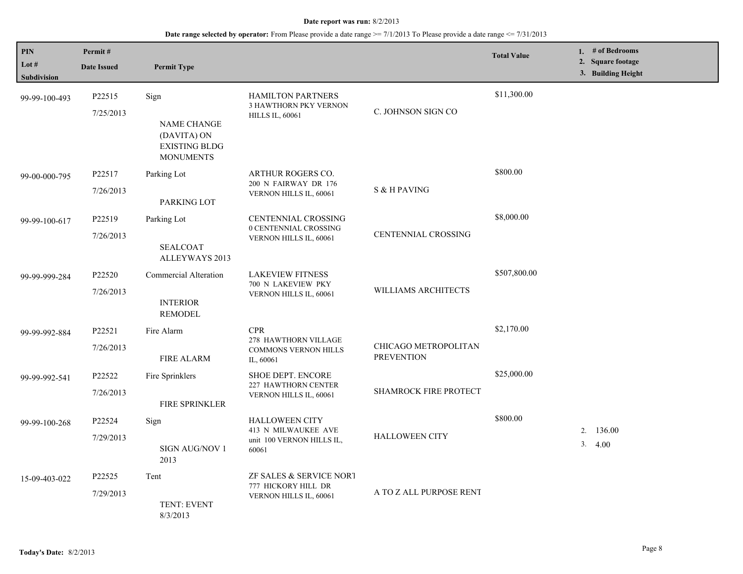**Date report was run:** 8/2/2013

**Date range selected by operator:** From Please provide a date range >= 7/1/2013 To Please provide a date range <= 7/31/2013

| PIN / Lot # / Subdivision | Permit # / Date Issued | Permit Type | | | Total Value | 1. # of Bedrooms 2. Square footage 3. Building Height |
|---|---|---|---|---|---|---|
| 99-99-100-493 | P22515 7/25/2013 | Sign NAME CHANGE (DAVITA) ON EXISTING BLDG MONUMENTS | HAMILTON PARTNERS 3 HAWTHORN PKY VERNON HILLS IL, 60061 | C. JOHNSON SIGN CO | $11,300.00 | |
| 99-00-000-795 | P22517 7/26/2013 | Parking Lot PARKING LOT | ARTHUR ROGERS CO. 200 N FAIRWAY DR 176 VERNON HILLS IL, 60061 | S & H PAVING | $800.00 | |
| 99-99-100-617 | P22519 7/26/2013 | Parking Lot SEALCOAT ALLEYWAYS 2013 | CENTENNIAL CROSSING 0 CENTENNIAL CROSSING VERNON HILLS IL, 60061 | CENTENNIAL CROSSING | $8,000.00 | |
| 99-99-999-284 | P22520 7/26/2013 | Commercial Alteration INTERIOR REMODEL | LAKEVIEW FITNESS 700 N LAKEVIEW PKY VERNON HILLS IL, 60061 | WILLIAMS ARCHITECTS | $507,800.00 | |
| 99-99-992-884 | P22521 7/26/2013 | Fire Alarm FIRE ALARM | CPR 278 HAWTHORN VILLAGE COMMONS VERNON HILLS IL, 60061 | CHICAGO METROPOLITAN PREVENTION | $2,170.00 | |
| 99-99-992-541 | P22522 7/26/2013 | Fire Sprinklers FIRE SPRINKLER | SHOE DEPT. ENCORE 227 HAWTHORN CENTER VERNON HILLS IL, 60061 | SHAMROCK FIRE PROTECT | $25,000.00 | |
| 99-99-100-268 | P22524 7/29/2013 | Sign SIGN AUG/NOV 1 2013 | HALLOWEEN CITY 413 N MILWAUKEE AVE unit 100 VERNON HILLS IL, 60061 | HALLOWEEN CITY | $800.00 | 2. 136.00 3. 4.00 |
| 15-09-403-022 | P22525 7/29/2013 | Tent TENT: EVENT 8/3/2013 | ZF SALES & SERVICE NORT 777 HICKORY HILL DR VERNON HILLS IL, 60061 | A TO Z ALL PURPOSE RENT | | |

**Today's Date:** 8/2/2013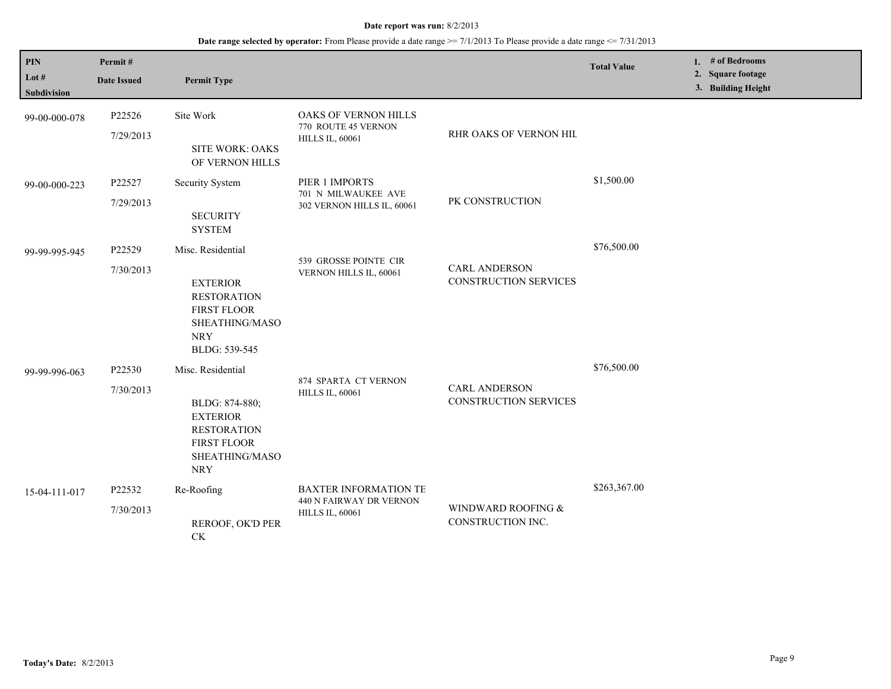**Date report was run:** 8/2/2013

**Date range selected by operator:** From Please provide a date range >= 7/1/2013 To Please provide a date range <= 7/31/2013

| PIN<br>Lot #<br>Subdivision | Permit #<br>Date Issued | Permit Type | | | Total Value | 1. # of Bedrooms<br>2. Square footage<br>3. Building Height |
|---|---|---|---|---|---|---|
| 99-00-000-078 | P22526<br>7/29/2013 | Site Work<br>SITE WORK: OAKS OF VERNON HILLS | OAKS OF VERNON HILLS<br>770 ROUTE 45 VERNON HILLS IL, 60061 | RHR OAKS OF VERNON HIL | | |
| 99-00-000-223 | P22527<br>7/29/2013 | Security System<br>SECURITY SYSTEM | PIER 1 IMPORTS<br>701 N MILWAUKEE AVE 302 VERNON HILLS IL, 60061 | PK CONSTRUCTION | $1,500.00 | |
| 99-99-995-945 | P22529<br>7/30/2013 | Misc. Residential<br>EXTERIOR RESTORATION FIRST FLOOR SHEATHING/MASONRY BLDG: 539-545 | 539 GROSSE POINTE CIR VERNON HILLS IL, 60061 | CARL ANDERSON CONSTRUCTION SERVICES | $76,500.00 | |
| 99-99-996-063 | P22530<br>7/30/2013 | Misc. Residential<br>BLDG: 874-880; EXTERIOR RESTORATION FIRST FLOOR SHEATHING/MASONRY | 874 SPARTA CT VERNON HILLS IL, 60061 | CARL ANDERSON CONSTRUCTION SERVICES | $76,500.00 | |
| 15-04-111-017 | P22532<br>7/30/2013 | Re-Roofing<br>REROOF, OK'D PER CK | BAXTER INFORMATION TE<br>440 N FAIRWAY DR VERNON HILLS IL, 60061 | WINDWARD ROOFING & CONSTRUCTION INC. | $263,367.00 | |

**Today's Date:** 8/2/2013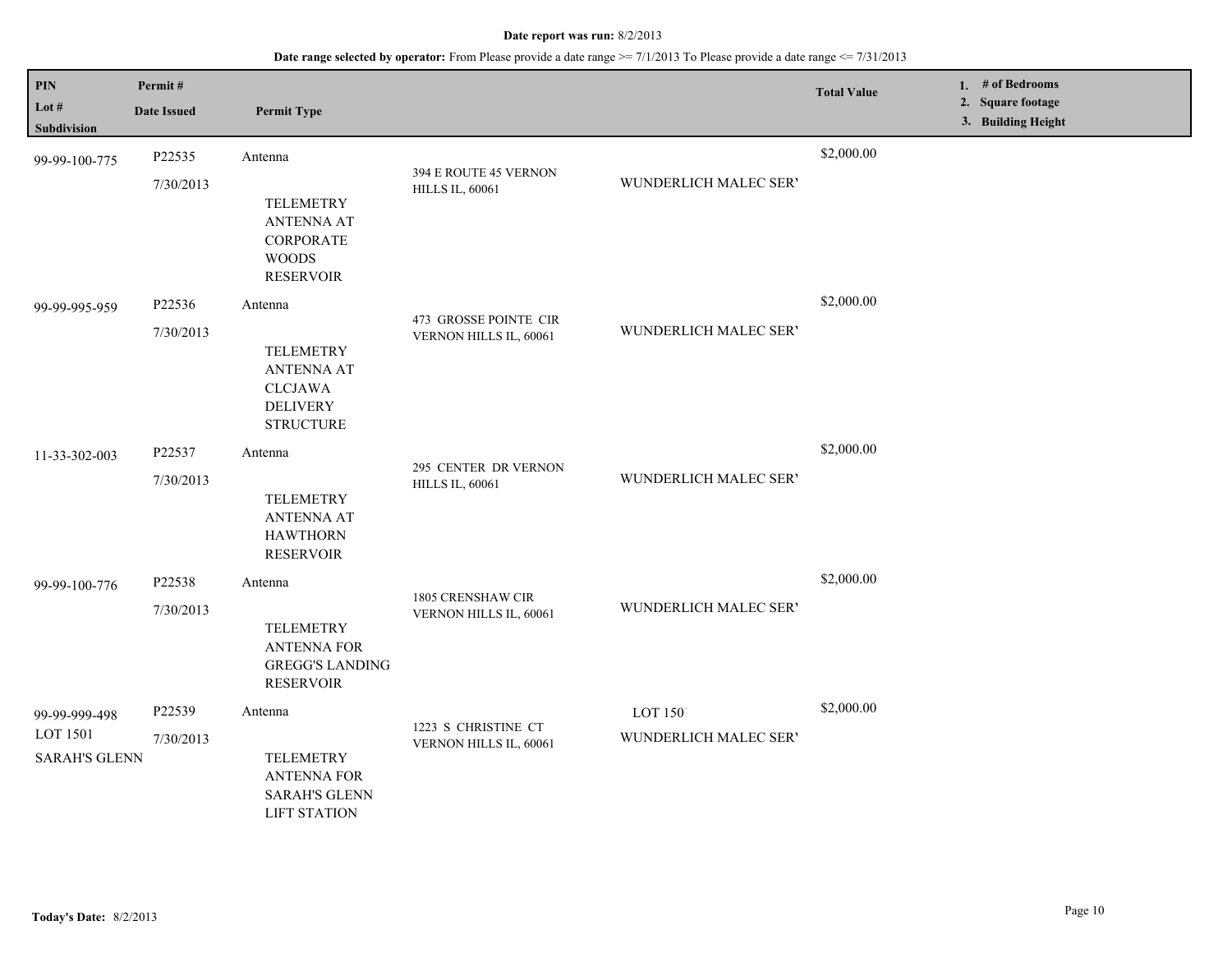**Date report was run:** 8/2/2013

**Date range selected by operator:** From Please provide a date range >= 7/1/2013 To Please provide a date range <= 7/31/2013

| PIN / Lot # / Subdivision | Permit # / Date Issued | Permit Type | | | Total Value | 1. # of Bedrooms 2. Square footage 3. Building Height |
|---|---|---|---|---|---|---|
| 99-99-100-775 | P22535 7/30/2013 | Antenna TELEMETRY ANTENNA AT CORPORATE WOODS RESERVOIR | 394 E ROUTE 45 VERNON HILLS IL, 60061 | WUNDERLICH MALEC SER' | $2,000.00 | |
| 99-99-995-959 | P22536 7/30/2013 | Antenna TELEMETRY ANTENNA AT CLCJAWA DELIVERY STRUCTURE | 473 GROSSE POINTE CIR VERNON HILLS IL, 60061 | WUNDERLICH MALEC SER' | $2,000.00 | |
| 11-33-302-003 | P22537 7/30/2013 | Antenna TELEMETRY ANTENNA AT HAWTHORN RESERVOIR | 295 CENTER DR VERNON HILLS IL, 60061 | WUNDERLICH MALEC SER' | $2,000.00 | |
| 99-99-100-776 | P22538 7/30/2013 | Antenna TELEMETRY ANTENNA FOR GREGG'S LANDING RESERVOIR | 1805 CRENSHAW CIR VERNON HILLS IL, 60061 | WUNDERLICH MALEC SER' | $2,000.00 | |
| 99-99-999-498 LOT 1501 SARAH'S GLENN | P22539 7/30/2013 | Antenna TELEMETRY ANTENNA FOR SARAH'S GLENN LIFT STATION | 1223 S CHRISTINE CT VERNON HILLS IL, 60061 | LOT 150 WUNDERLICH MALEC SER' | $2,000.00 | |

**Today's Date:** 8/2/2013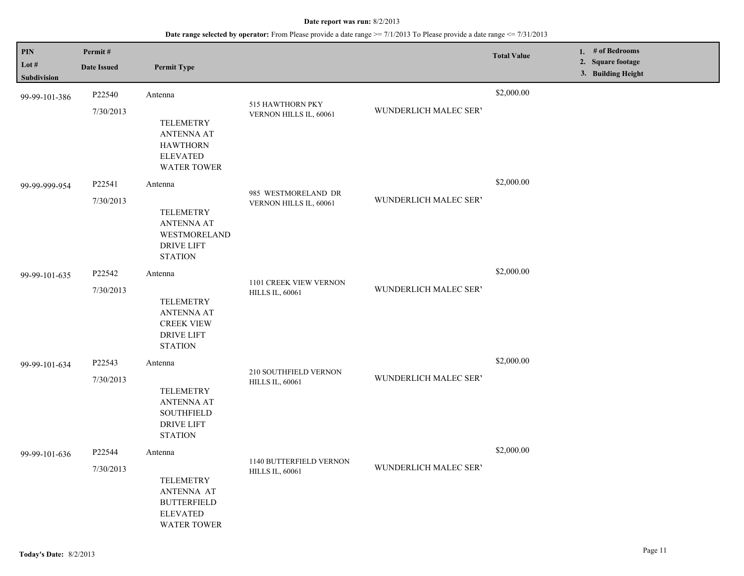**Date report was run:** 8/2/2013

**Date range selected by operator:** From Please provide a date range >= 7/1/2013 To Please provide a date range <= 7/31/2013

| PIN<br>Lot #<br>Subdivision | Permit #<br>Date Issued | Permit Type | | | Total Value | 1. # of Bedrooms<br>2. Square footage<br>3. Building Height |
|---|---|---|---|---|---|---|
| 99-99-101-386 | P22540<br>7/30/2013 | Antenna<br><br>TELEMETRY ANTENNA AT HAWTHORN ELEVATED WATER TOWER | 515 HAWTHORN PKY VERNON HILLS IL, 60061 | WUNDERLICH MALEC SER' | $2,000.00 | |
| 99-99-999-954 | P22541<br>7/30/2013 | Antenna<br><br>TELEMETRY ANTENNA AT WESTMORELAND DRIVE LIFT STATION | 985 WESTMORELAND DR VERNON HILLS IL, 60061 | WUNDERLICH MALEC SER' | $2,000.00 | |
| 99-99-101-635 | P22542<br>7/30/2013 | Antenna<br><br>TELEMETRY ANTENNA AT CREEK VIEW DRIVE LIFT STATION | 1101 CREEK VIEW VERNON HILLS IL, 60061 | WUNDERLICH MALEC SER' | $2,000.00 | |
| 99-99-101-634 | P22543<br>7/30/2013 | Antenna<br><br>TELEMETRY ANTENNA AT SOUTHFIELD DRIVE LIFT STATION | 210 SOUTHFIELD VERNON HILLS IL, 60061 | WUNDERLICH MALEC SER' | $2,000.00 | |
| 99-99-101-636 | P22544<br>7/30/2013 | Antenna<br><br>TELEMETRY ANTENNA AT BUTTERFIELD ELEVATED WATER TOWER | 1140 BUTTERFIELD VERNON HILLS IL, 60061 | WUNDERLICH MALEC SER' | $2,000.00 | |

**Today's Date:** 8/2/2013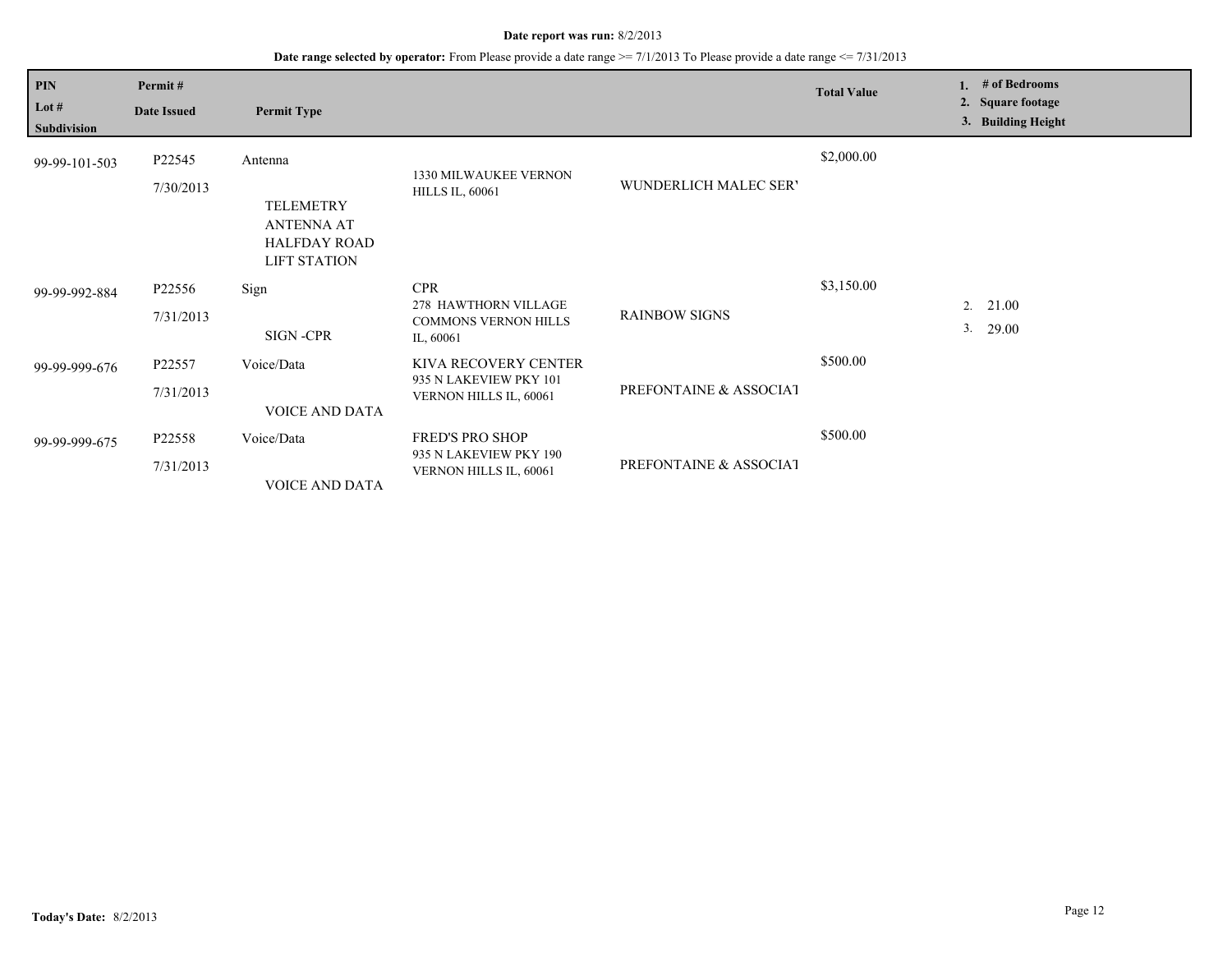**Date report was run:** 8/2/2013

**Date range selected by operator:** From Please provide a date range >= 7/1/2013 To Please provide a date range <= 7/31/2013

| PIN<br>Lot #<br>Subdivision | Permit #<br>Date Issued | Permit Type | | | Total Value | 1. # of Bedrooms<br>2. Square footage<br>3. Building Height |
|---|---|---|---|---|---|---|
| 99-99-101-503 | P22545<br>7/30/2013 | Antenna<br>TELEMETRY ANTENNA AT HALFDAY ROAD LIFT STATION | 1330 MILWAUKEE VERNON HILLS IL, 60061 | WUNDERLICH MALEC SER' | $2,000.00 | |
| 99-99-992-884 | P22556<br>7/31/2013 | Sign<br>SIGN -CPR | CPR<br>278 HAWTHORN VILLAGE COMMONS VERNON HILLS IL, 60061 | RAINBOW SIGNS | $3,150.00 | 2. 21.00<br>3. 29.00 |
| 99-99-999-676 | P22557<br>7/31/2013 | Voice/Data<br>VOICE AND DATA | KIVA RECOVERY CENTER<br>935 N LAKEVIEW PKY 101 VERNON HILLS IL, 60061 | PREFONTAINE & ASSOCIAT | $500.00 | |
| 99-99-999-675 | P22558<br>7/31/2013 | Voice/Data<br>VOICE AND DATA | FRED'S PRO SHOP<br>935 N LAKEVIEW PKY 190 VERNON HILLS IL, 60061 | PREFONTAINE & ASSOCIAT | $500.00 | |

**Today's Date:** 8/2/2013